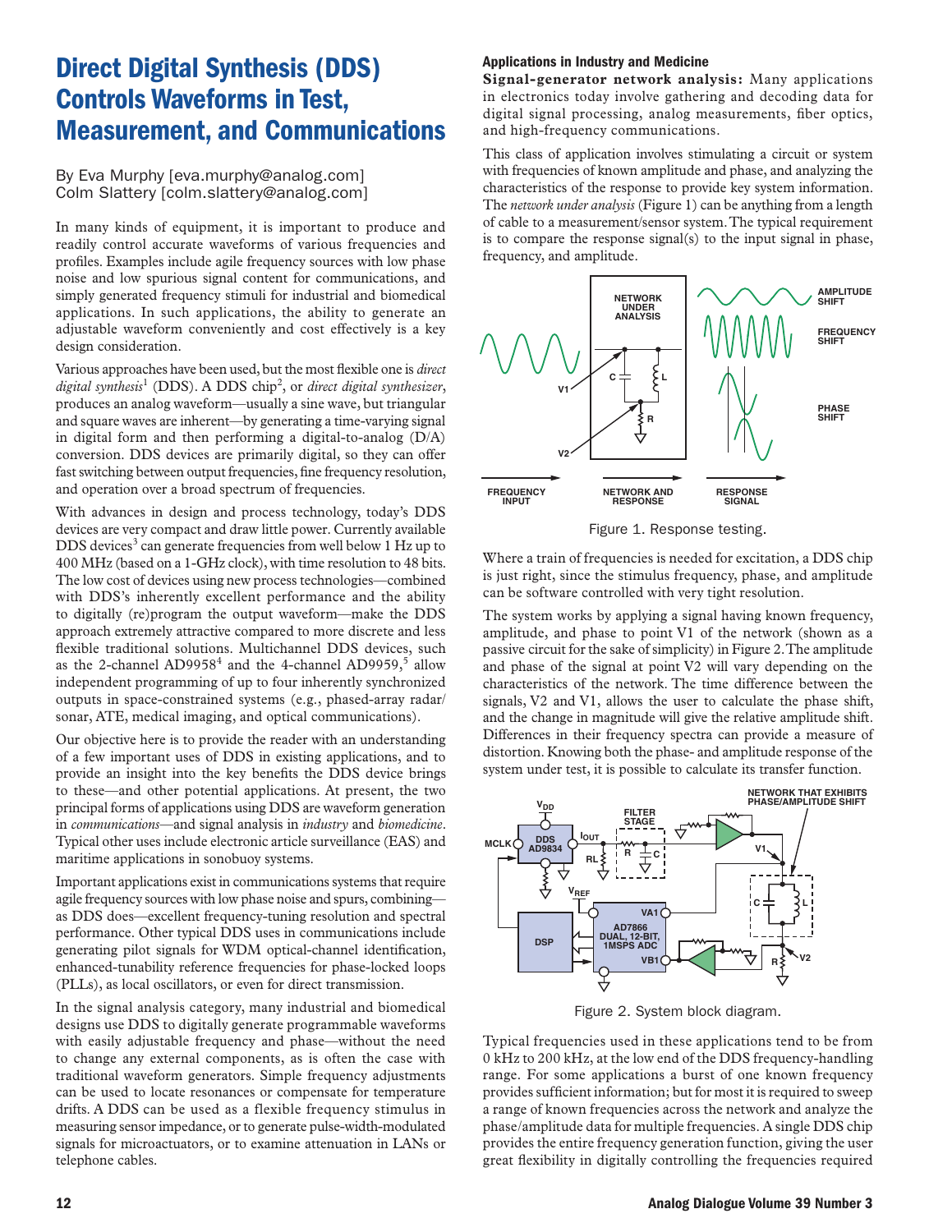# Direct Digital Synthesis (DDS) Controls Waveforms in Test, Measurement, and Communications

By Eva Murphy [eva.murphy@analog.com]
Colm Slattery [colm.slattery@analog.com]

In many kinds of equipment, it is important to produce and readily control accurate waveforms of various frequencies and profiles. Examples include agile frequency sources with low phase noise and low spurious signal content for communications, and simply generated frequency stimuli for industrial and biomedical applications. In such applications, the ability to generate an adjustable waveform conveniently and cost effectively is a key design consideration.

Various approaches have been used, but the most flexible one is *direct digital synthesis*[1] (DDS). A DDS chip[2], or *direct digital synthesizer*, produces an analog waveform—usually a sine wave, but triangular and square waves are inherent—by generating a time-varying signal in digital form and then performing a digital-to-analog (D/A) conversion. DDS devices are primarily digital, so they can offer fast switching between output frequencies, fine frequency resolution, and operation over a broad spectrum of frequencies.

With advances in design and process technology, today's DDS devices are very compact and draw little power. Currently available DDS devices[3] can generate frequencies from well below 1 Hz up to 400 MHz (based on a 1-GHz clock), with time resolution to 48 bits. The low cost of devices using new process technologies—combined with DDS's inherently excellent performance and the ability to digitally (re)program the output waveform—make the DDS approach extremely attractive compared to more discrete and less flexible traditional solutions. Multichannel DDS devices, such as the 2-channel AD9958[4] and the 4-channel AD9959,[5] allow independent programming of up to four inherently synchronized outputs in space-constrained systems (e.g., phased-array radar/sonar, ATE, medical imaging, and optical communications).

Our objective here is to provide the reader with an understanding of a few important uses of DDS in existing applications, and to provide an insight into the key benefits the DDS device brings to these—and other potential applications. At present, the two principal forms of applications using DDS are waveform generation in *communications*—and signal analysis in *industry* and *biomedicine*. Typical other uses include electronic article surveillance (EAS) and maritime applications in sonobuoy systems.

Important applications exist in communications systems that require agile frequency sources with low phase noise and spurs, combining—as DDS does—excellent frequency-tuning resolution and spectral performance. Other typical DDS uses in communications include generating pilot signals for WDM optical-channel identification, enhanced-tunability reference frequencies for phase-locked loops (PLLs), as local oscillators, or even for direct transmission.

In the signal analysis category, many industrial and biomedical designs use DDS to digitally generate programmable waveforms with easily adjustable frequency and phase—without the need to change any external components, as is often the case with traditional waveform generators. Simple frequency adjustments can be used to locate resonances or compensate for temperature drifts. A DDS can be used as a flexible frequency stimulus in measuring sensor impedance, or to generate pulse-width-modulated signals for microactuators, or to examine attenuation in LANs or telephone cables.

### Applications in Industry and Medicine

**Signal-generator network analysis:** Many applications in electronics today involve gathering and decoding data for digital signal processing, analog measurements, fiber optics, and high-frequency communications.

This class of application involves stimulating a circuit or system with frequencies of known amplitude and phase, and analyzing the characteristics of the response to provide key system information. The *network under analysis* (Figure 1) can be anything from a length of cable to a measurement/sensor system. The typical requirement is to compare the response signal(s) to the input signal in phase, frequency, and amplitude.

Figure 1. Response testing.

Where a train of frequencies is needed for excitation, a DDS chip is just right, since the stimulus frequency, phase, and amplitude can be software controlled with very tight resolution.

The system works by applying a signal having known frequency, amplitude, and phase to point V1 of the network (shown as a passive circuit for the sake of simplicity) in Figure 2. The amplitude and phase of the signal at point V2 will vary depending on the characteristics of the network. The time difference between the signals, V2 and V1, allows the user to calculate the phase shift, and the change in magnitude will give the relative amplitude shift. Differences in their frequency spectra can provide a measure of distortion. Knowing both the phase- and amplitude response of the system under test, it is possible to calculate its transfer function.

Figure 2. System block diagram.

Typical frequencies used in these applications tend to be from 0 kHz to 200 kHz, at the low end of the DDS frequency-handling range. For some applications a burst of one known frequency provides sufficient information; but for most it is required to sweep a range of known frequencies across the network and analyze the phase/amplitude data for multiple frequencies. A single DDS chip provides the entire frequency generation function, giving the user great flexibility in digitally controlling the frequencies required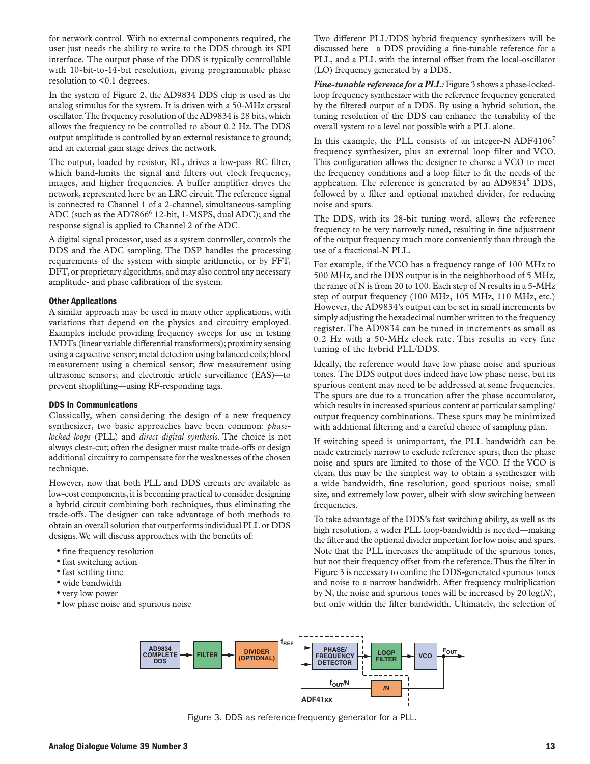for network control. With no external components required, the user just needs the ability to write to the DDS through its SPI interface. The output phase of the DDS is typically controllable with 10-bit-to-14-bit resolution, giving programmable phase resolution to <0.1 degrees.

In the system of Figure 2, the AD9834 DDS chip is used as the analog stimulus for the system. It is driven with a 50-MHz crystal oscillator. The frequency resolution of the AD9834 is 28 bits, which allows the frequency to be controlled to about 0.2 Hz. The DDS output amplitude is controlled by an external resistance to ground; and an external gain stage drives the network.

The output, loaded by resistor, RL, drives a low-pass RC filter, which band-limits the signal and filters out clock frequency, images, and higher frequencies. A buffer amplifier drives the network, represented here by an LRC circuit. The reference signal is connected to Channel 1 of a 2-channel, simultaneous-sampling ADC (such as the AD7866[6] 12-bit, 1-MSPS, dual ADC); and the response signal is applied to Channel 2 of the ADC.

A digital signal processor, used as a system controller, controls the DDS and the ADC sampling. The DSP handles the processing requirements of the system with simple arithmetic, or by FFT, DFT, or proprietary algorithms, and may also control any necessary amplitude- and phase calibration of the system.

### Other Applications

A similar approach may be used in many other applications, with variations that depend on the physics and circuitry employed. Examples include providing frequency sweeps for use in testing LVDTs (linear variable differential transformers); proximity sensing using a capacitive sensor; metal detection using balanced coils; blood measurement using a chemical sensor; flow measurement using ultrasonic sensors; and electronic article surveillance (EAS)—to prevent shoplifting—using RF-responding tags.

### DDS in Communications

Classically, when considering the design of a new frequency synthesizer, two basic approaches have been common: *phase-locked loops* (PLL) and *direct digital synthesis*. The choice is not always clear-cut; often the designer must make trade-offs or design additional circuitry to compensate for the weaknesses of the chosen technique.

However, now that both PLL and DDS circuits are available as low-cost components, it is becoming practical to consider designing a hybrid circuit combining both techniques, thus eliminating the trade-offs. The designer can take advantage of both methods to obtain an overall solution that outperforms individual PLL or DDS designs. We will discuss approaches with the benefits of:

- fine frequency resolution
- fast switching action
- fast settling time
- wide bandwidth
- very low power
- low phase noise and spurious noise

Two different PLL/DDS hybrid frequency synthesizers will be discussed here—a DDS providing a fine-tunable reference for a PLL, and a PLL with the internal offset from the local-oscillator (LO) frequency generated by a DDS.

***Fine-tunable reference for a PLL:*** Figure 3 shows a phase-locked-loop frequency synthesizer with the reference frequency generated by the filtered output of a DDS. By using a hybrid solution, the tuning resolution of the DDS can enhance the tunability of the overall system to a level not possible with a PLL alone.

In this example, the PLL consists of an integer-N ADF4106[7] frequency synthesizer, plus an external loop filter and VCO. This configuration allows the designer to choose a VCO to meet the frequency conditions and a loop filter to fit the needs of the application. The reference is generated by an AD9834[8] DDS, followed by a filter and optional matched divider, for reducing noise and spurs.

The DDS, with its 28-bit tuning word, allows the reference frequency to be very narrowly tuned, resulting in fine adjustment of the output frequency much more conveniently than through the use of a fractional-N PLL.

For example, if the VCO has a frequency range of 100 MHz to 500 MHz, and the DDS output is in the neighborhood of 5 MHz, the range of N is from 20 to 100. Each step of N results in a 5-MHz step of output frequency (100 MHz, 105 MHz, 110 MHz, etc.) However, the AD9834's output can be set in small increments by simply adjusting the hexadecimal number written to the frequency register. The AD9834 can be tuned in increments as small as 0.2 Hz with a 50-MHz clock rate. This results in very fine tuning of the hybrid PLL/DDS.

Ideally, the reference would have low phase noise and spurious tones. The DDS output does indeed have low phase noise, but its spurious content may need to be addressed at some frequencies. The spurs are due to a truncation after the phase accumulator, which results in increased spurious content at particular sampling/output frequency combinations. These spurs may be minimized with additional filtering and a careful choice of sampling plan.

If switching speed is unimportant, the PLL bandwidth can be made extremely narrow to exclude reference spurs; then the phase noise and spurs are limited to those of the VCO. If the VCO is clean, this may be the simplest way to obtain a synthesizer with a wide bandwidth, fine resolution, good spurious noise, small size, and extremely low power, albeit with slow switching between frequencies.

To take advantage of the DDS's fast switching ability, as well as its high resolution, a wider PLL loop-bandwidth is needed—making the filter and the optional divider important for low noise and spurs. Note that the PLL increases the amplitude of the spurious tones, but not their frequency offset from the reference. Thus the filter in Figure 3 is necessary to confine the DDS-generated spurious tones and noise to a narrow bandwidth. After frequency multiplication by N, the noise and spurious tones will be increased by 20 log($N$), but only within the filter bandwidth. Ultimately, the selection of

AD9834 COMPLETE DDS → FILTER → DIVIDER (OPTIONAL) → $f_{REF}$ → PHASE/FREQUENCY DETECTOR → LOOP FILTER → VCO → $F_{OUT}$; /N feedback ($f_{OUT}/N$); ADF41xx

Figure 3. DDS as reference-frequency generator for a PLL.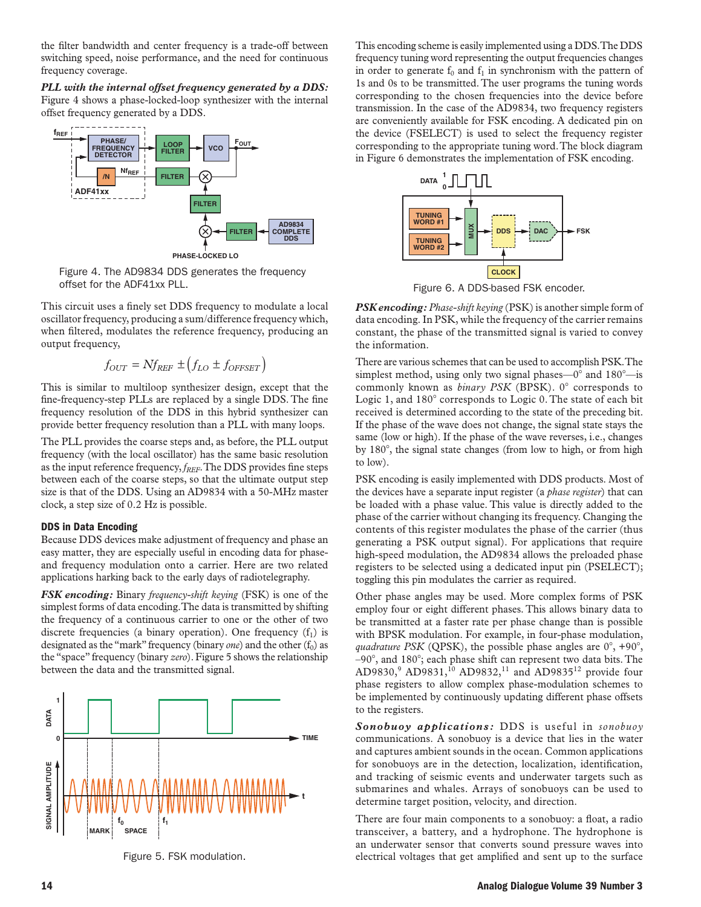the filter bandwidth and center frequency is a trade-off between switching speed, noise performance, and the need for continuous frequency coverage.

***PLL with the internal offset frequency generated by a DDS:*** Figure 4 shows a phase-locked-loop synthesizer with the internal offset frequency generated by a DDS.

Figure 4. The AD9834 DDS generates the frequency offset for the ADF41xx PLL.

This circuit uses a finely set DDS frequency to modulate a local oscillator frequency, producing a sum/difference frequency which, when filtered, modulates the reference frequency, producing an output frequency,

$$f_{OUT} = Nf_{REF} \pm \left(f_{LO} \pm f_{OFFSET}\right)$$

This is similar to multiloop synthesizer design, except that the fine-frequency-step PLLs are replaced by a single DDS. The fine frequency resolution of the DDS in this hybrid synthesizer can provide better frequency resolution than a PLL with many loops.

The PLL provides the coarse steps and, as before, the PLL output frequency (with the local oscillator) has the same basic resolution as the input reference frequency, $f_{REF}$. The DDS provides fine steps between each of the coarse steps, so that the ultimate output step size is that of the DDS. Using an AD9834 with a 50-MHz master clock, a step size of 0.2 Hz is possible.

### DDS in Data Encoding

Because DDS devices make adjustment of frequency and phase an easy matter, they are especially useful in encoding data for phase- and frequency modulation onto a carrier. Here are two related applications harking back to the early days of radiotelegraphy.

***FSK encoding:*** Binary *frequency-shift keying* (FSK) is one of the simplest forms of data encoding. The data is transmitted by shifting the frequency of a continuous carrier to one or the other of two discrete frequencies (a binary operation). One frequency ($f_1$) is designated as the "mark" frequency (binary *one*) and the other ($f_0$) as the "space" frequency (binary *zero*). Figure 5 shows the relationship between the data and the transmitted signal.

Figure 5. FSK modulation.

This encoding scheme is easily implemented using a DDS. The DDS frequency tuning word representing the output frequencies changes in order to generate $f_0$ and $f_1$ in synchronism with the pattern of 1s and 0s to be transmitted. The user programs the tuning words corresponding to the chosen frequencies into the device before transmission. In the case of the AD9834, two frequency registers are conveniently available for FSK encoding. A dedicated pin on the device (FSELECT) is used to select the frequency register corresponding to the appropriate tuning word. The block diagram in Figure 6 demonstrates the implementation of FSK encoding.

Figure 6. A DDS-based FSK encoder.

***PSK encoding:*** *Phase-shift keying* (PSK) is another simple form of data encoding. In PSK, while the frequency of the carrier remains constant, the phase of the transmitted signal is varied to convey the information.

There are various schemes that can be used to accomplish PSK. The simplest method, using only two signal phases—0° and 180°—is commonly known as *binary PSK* (BPSK). 0° corresponds to Logic 1, and 180° corresponds to Logic 0. The state of each bit received is determined according to the state of the preceding bit. If the phase of the wave does not change, the signal state stays the same (low or high). If the phase of the wave reverses, i.e., changes by 180°, the signal state changes (from low to high, or from high to low).

PSK encoding is easily implemented with DDS products. Most of the devices have a separate input register (a *phase register*) that can be loaded with a phase value. This value is directly added to the phase of the carrier without changing its frequency. Changing the contents of this register modulates the phase of the carrier (thus generating a PSK output signal). For applications that require high-speed modulation, the AD9834 allows the preloaded phase registers to be selected using a dedicated input pin (PSELECT); toggling this pin modulates the carrier as required.

Other phase angles may be used. More complex forms of PSK employ four or eight different phases. This allows binary data to be transmitted at a faster rate per phase change than is possible with BPSK modulation. For example, in four-phase modulation, *quadrature PSK* (QPSK), the possible phase angles are 0°, +90°, –90°, and 180°; each phase shift can represent two data bits. The AD9830,[9] AD9831,[10] AD9832,[11] and AD9835[12] provide four phase registers to allow complex phase-modulation schemes to be implemented by continuously updating different phase offsets to the registers.

***Sonobuoy applications:*** DDS is useful in *sonobuoy* communications. A sonobuoy is a device that lies in the water and captures ambient sounds in the ocean. Common applications for sonobuoys are in the detection, localization, identification, and tracking of seismic events and underwater targets such as submarines and whales. Arrays of sonobuoys can be used to determine target position, velocity, and direction.

There are four main components to a sonobuoy: a float, a radio transceiver, a battery, and a hydrophone. The hydrophone is an underwater sensor that converts sound pressure waves into electrical voltages that get amplified and sent up to the surface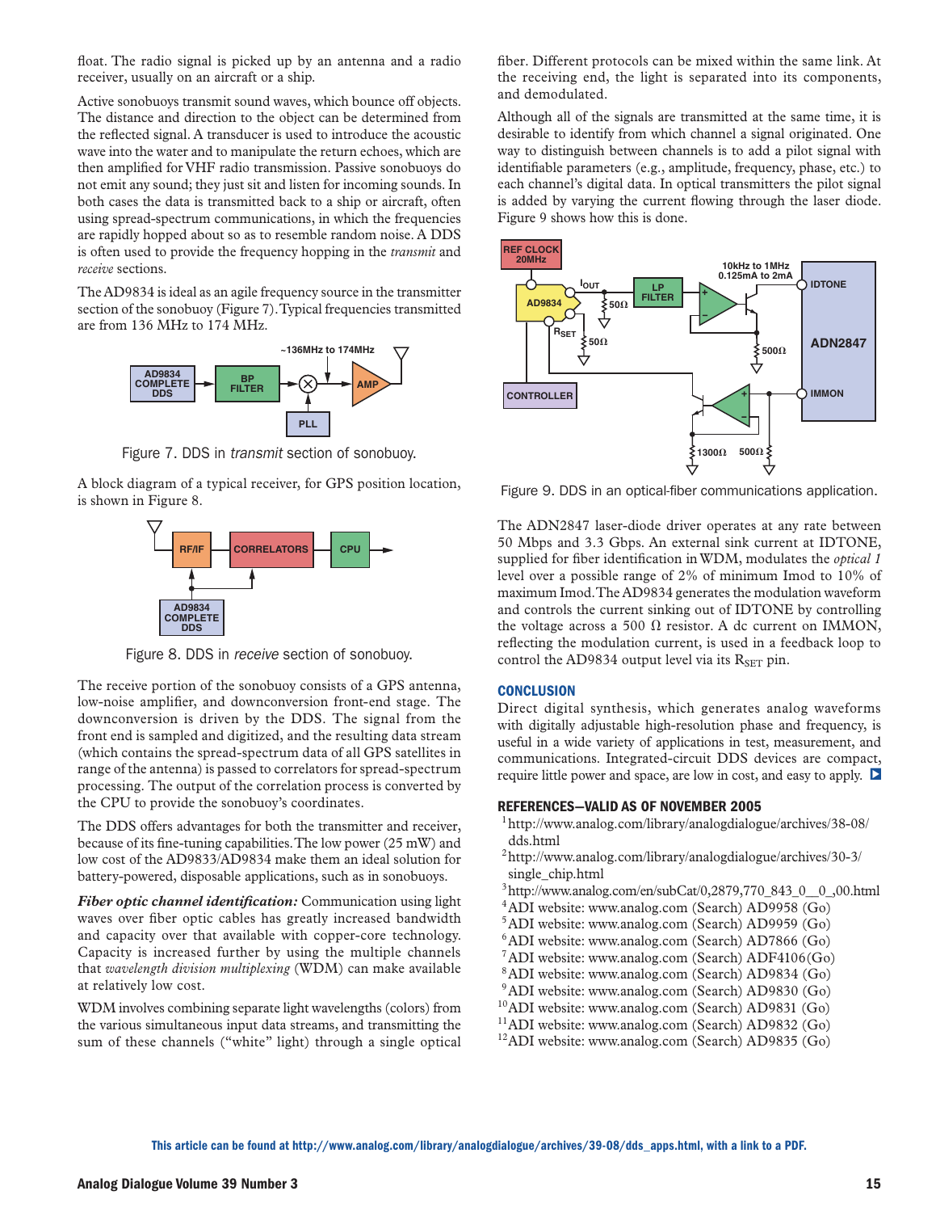float. The radio signal is picked up by an antenna and a radio receiver, usually on an aircraft or a ship.

Active sonobuoys transmit sound waves, which bounce off objects. The distance and direction to the object can be determined from the reflected signal. A transducer is used to introduce the acoustic wave into the water and to manipulate the return echoes, which are then amplified for VHF radio transmission. Passive sonobuoys do not emit any sound; they just sit and listen for incoming sounds. In both cases the data is transmitted back to a ship or aircraft, often using spread-spectrum communications, in which the frequencies are rapidly hopped about so as to resemble random noise. A DDS is often used to provide the frequency hopping in the *transmit* and *receive* sections.

The AD9834 is ideal as an agile frequency source in the transmitter section of the sonobuoy (Figure 7). Typical frequencies transmitted are from 136 MHz to 174 MHz.

AD9834 COMPLETE DDS
BP FILTER
~136MHz to 174MHz
PLL
AMP

Figure 7. DDS in *transmit* section of sonobuoy.

A block diagram of a typical receiver, for GPS position location, is shown in Figure 8.

RF/IF
CORRELATORS
CPU
AD9834 COMPLETE DDS

Figure 8. DDS in *receive* section of sonobuoy.

The receive portion of the sonobuoy consists of a GPS antenna, low-noise amplifier, and downconversion front-end stage. The downconversion is driven by the DDS. The signal from the front end is sampled and digitized, and the resulting data stream (which contains the spread-spectrum data of all GPS satellites in range of the antenna) is passed to correlators for spread-spectrum processing. The output of the correlation process is converted by the CPU to provide the sonobuoy's coordinates.

The DDS offers advantages for both the transmitter and receiver, because of its fine-tuning capabilities. The low power (25 mW) and low cost of the AD9833/AD9834 make them an ideal solution for battery-powered, disposable applications, such as in sonobuoys.

***Fiber optic channel identification:*** Communication using light waves over fiber optic cables has greatly increased bandwidth and capacity over that available with copper-core technology. Capacity is increased further by using the multiple channels that *wavelength division multiplexing* (WDM) can make available at relatively low cost.

WDM involves combining separate light wavelengths (colors) from the various simultaneous input data streams, and transmitting the sum of these channels ("white" light) through a single optical fiber. Different protocols can be mixed within the same link. At the receiving end, the light is separated into its components, and demodulated.

Although all of the signals are transmitted at the same time, it is desirable to identify from which channel a signal originated. One way to distinguish between channels is to add a pilot signal with identifiable parameters (e.g., amplitude, frequency, phase, etc.) to each channel's digital data. In optical transmitters the pilot signal is added by varying the current flowing through the laser diode. Figure 9 shows how this is done.

REF CLOCK 20MHz
AD9834
$I_{OUT}$
$R_{SET}$
50Ω
50Ω
LP FILTER
10kHz to 1MHz
0.125mA to 2mA
500Ω
IDTONE
ADN2847
IMMON
CONTROLLER
1300Ω
500Ω

Figure 9. DDS in an optical-fiber communications application.

The ADN2847 laser-diode driver operates at any rate between 50 Mbps and 3.3 Gbps. An external sink current at IDTONE, supplied for fiber identification in WDM, modulates the *optical 1* level over a possible range of 2% of minimum Imod to 10% of maximum Imod. The AD9834 generates the modulation waveform and controls the current sinking out of IDTONE by controlling the voltage across a 500 Ω resistor. A dc current on IMMON, reflecting the modulation current, is used in a feedback loop to control the AD9834 output level via its $R_{SET}$ pin.

## CONCLUSION

Direct digital synthesis, which generates analog waveforms with digitally adjustable high-resolution phase and frequency, is useful in a wide variety of applications in test, measurement, and communications. Integrated-circuit DDS devices are compact, require little power and space, are low in cost, and easy to apply.

### REFERENCES—VALID AS OF NOVEMBER 2005

[1] http://www.analog.com/library/analogdialogue/archives/38-08/dds.html
[2] http://www.analog.com/library/analogdialogue/archives/30-3/single_chip.html
[3] http://www.analog.com/en/subCat/0,2879,770_843_0__0_,00.html
[4] ADI website: www.analog.com (Search) AD9958 (Go)
[5] ADI website: www.analog.com (Search) AD9959 (Go)
[6] ADI website: www.analog.com (Search) AD7866 (Go)
[7] ADI website: www.analog.com (Search) ADF4106(Go)
[8] ADI website: www.analog.com (Search) AD9834 (Go)
[9] ADI website: www.analog.com (Search) AD9830 (Go)
[10] ADI website: www.analog.com (Search) AD9831 (Go)
[11] ADI website: www.analog.com (Search) AD9832 (Go)
[12] ADI website: www.analog.com (Search) AD9835 (Go)

This article can be found at http://www.analog.com/library/analogdialogue/archives/39-08/dds_apps.html, with a link to a PDF.